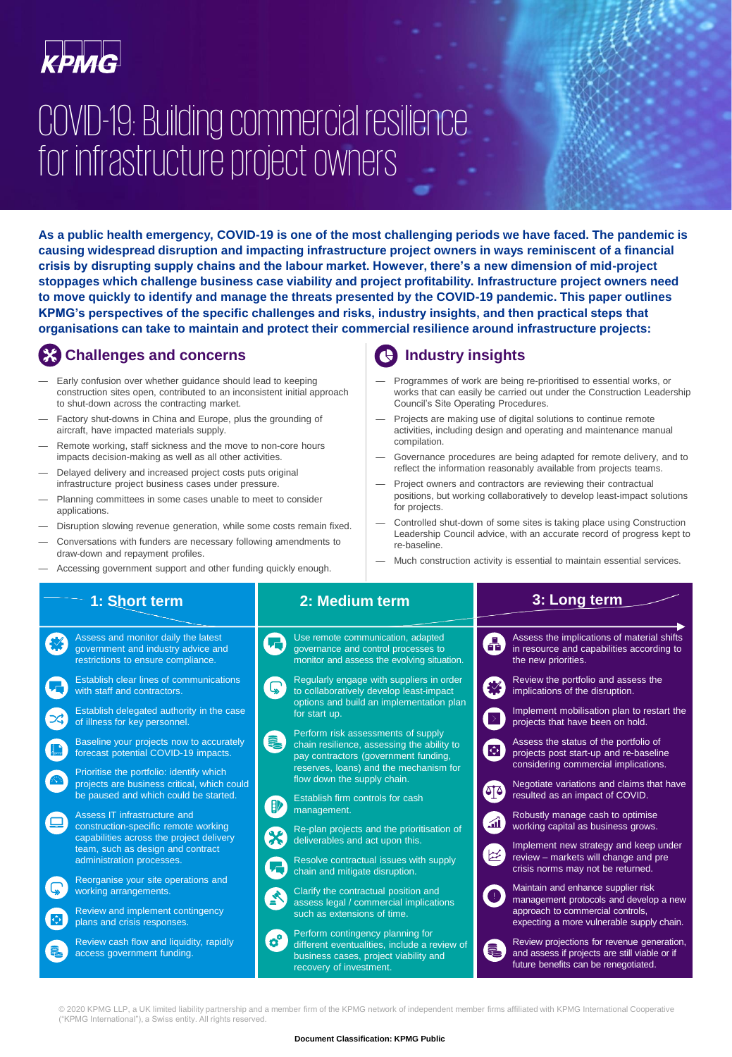KPMG

# COVID-19: Building commercial resilience for infrastructure project owners

**As a public health emergency, COVID-19 is one of the most challenging periods we have faced. The pandemic is causing widespread disruption and impacting infrastructure project owners in ways reminiscent of a financial crisis by disrupting supply chains and the labour market. However, there's a new dimension of mid-project stoppages which challenge business case viability and project profitability. Infrastructure project owners need to move quickly to identify and manage the threats presented by the COVID-19 pandemic. This paper outlines KPMG's perspectives of the specific challenges and risks, industry insights, and then practical steps that organisations can take to maintain and protect their commercial resilience around infrastructure projects:**

## Challenges and concerns

- Early confusion over whether guidance should lead to keeping construction sites open, contributed to an inconsistent initial approach to shut-down across the contracting market.
- Factory shut-downs in China and Europe, plus the grounding of aircraft, have impacted materials supply.
- Remote working, staff sickness and the move to non-core hours impacts decision-making as well as all other activities.
- Delayed delivery and increased project costs puts original infrastructure project business cases under pressure.
- Planning committees in some cases unable to meet to consider applications.
- Disruption slowing revenue generation, while some costs remain fixed.
- Conversations with funders are necessary following amendments to draw-down and repayment profiles.
- Accessing government support and other funding quickly enough.

## Industry insights

- Programmes of work are being re-prioritised to essential works, or works that can easily be carried out under the Construction Leadership Council's Site Operating Procedures.
- Projects are making use of digital solutions to continue remote activities, including design and operating and maintenance manual compilation.
- Governance procedures are being adapted for remote delivery, and to reflect the information reasonably available from projects teams.
- Project owners and contractors are reviewing their contractual positions, but working collaboratively to develop least-impact solutions for projects.
- Controlled shut-down of some sites is taking place using Construction Leadership Council advice, with an accurate record of progress kept to re-baseline.
- Much construction activity is essential to maintain essential services.

## 1: Short term

- Assess and monitor daily the latest government and industry advice and restrictions to ensure compliance.
- Establish clear lines of communications with staff and contractors.
- Establish delegated authority in the case of illness for key personnel.
- Baseline your projects now to accurately forecast potential COVID-19 impacts.
- Prioritise the portfolio: identify which projects are business critical, which could be paused and which could be started.
- Assess IT infrastructure and construction-specific remote working capabilities across the project delivery team, such as design and contract administration processes.
- Reorganise your site operations and working arrangements.
- Review and implement contingency plans and crisis responses.
- Review cash flow and liquidity, rapidly access government funding.

## 2: Medium term

- Use remote communication, adapted governance and control processes to monitor and assess the evolving situation.
- Regularly engage with suppliers in order to collaboratively develop least-impact options and build an implementation plan for start up.
- Perform risk assessments of supply chain resilience, assessing the ability to pay contractors (government funding, reserves, loans) and the mechanism for flow down the supply chain.
- Establish firm controls for cash management.
- Re-plan projects and the prioritisation of deliverables and act upon this.
- Resolve contractual issues with supply chain and mitigate disruption.
- Clarify the contractual position and assess legal / commercial implications such as extensions of time.
- Perform contingency planning for different eventualities, include a review of business cases, project viability and recovery of investment.

## 3: Long term

- Assess the implications of material shifts in resource and capabilities according to the new priorities.
- Review the portfolio and assess the implications of the disruption.
- Implement mobilisation plan to restart the projects that have been on hold.
- Assess the status of the portfolio of projects post start-up and re-baseline considering commercial implications.
- Negotiate variations and claims that have resulted as an impact of COVID.
- Robustly manage cash to optimise working capital as business grows.
- Implement new strategy and keep under review – markets will change and pre crisis norms may not be returned.
- Maintain and enhance supplier risk management protocols and develop a new approach to commercial controls, expecting a more vulnerable supply chain.
- Review projections for revenue generation, and assess if projects are still viable or if future benefits can be renegotiated.

© 2020 KPMG LLP, a UK limited liability partnership and a member firm of the KPMG network of independent member firms affiliated with KPMG International Cooperative ("KPMG International"), a Swiss entity. All rights reserved.

**Document Classification: KPMG Public**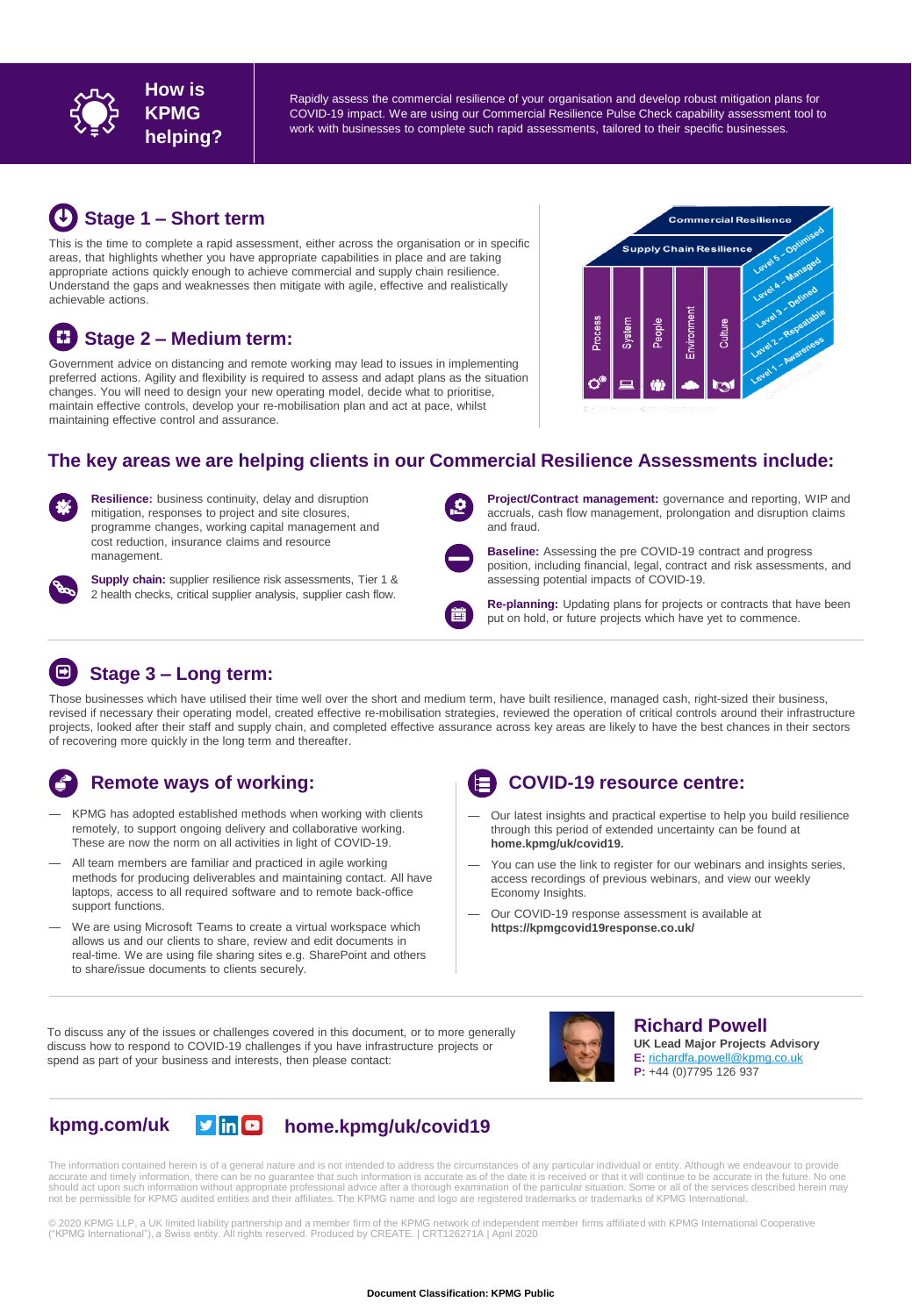## How is KPMG helping?

Rapidly assess the commercial resilience of your organisation and develop robust mitigation plans for COVID-19 impact. We are using our Commercial Resilience Pulse Check capability assessment tool to work with businesses to complete such rapid assessments, tailored to their specific businesses.

## Stage 1 – Short term

This is the time to complete a rapid assessment, either across the organisation or in specific areas, that highlights whether you have appropriate capabilities in place and are taking appropriate actions quickly enough to achieve commercial and supply chain resilience. Understand the gaps and weaknesses then mitigate with agile, effective and realistically achievable actions.

## Stage 2 – Medium term:

Government advice on distancing and remote working may lead to issues in implementing preferred actions. Agility and flexibility is required to assess and adapt plans as the situation changes. You will need to design your new operating model, decide what to prioritise, maintain effective controls, develop your re-mobilisation plan and act at pace, whilst maintaining effective control and assurance.

Commercial Resilience
Supply Chain Resilience
Process
System
People
Environment
Culture
Level 5 – Optimised
Level 4 – Managed
Level 3 – Defined
Level 2 – Repeatable
Level 1 – Awareness

## The key areas we are helping clients in our Commercial Resilience Assessments include:

**Resilience:** business continuity, delay and disruption mitigation, responses to project and site closures, programme changes, working capital management and cost reduction, insurance claims and resource management.

**Supply chain:** supplier resilience risk assessments, Tier 1 & 2 health checks, critical supplier analysis, supplier cash flow.

**Project/Contract management:** governance and reporting, WIP and accruals, cash flow management, prolongation and disruption claims and fraud.

**Baseline:** Assessing the pre COVID-19 contract and progress position, including financial, legal, contract and risk assessments, and assessing potential impacts of COVID-19.

**Re-planning:** Updating plans for projects or contracts that have been put on hold, or future projects which have yet to commence.

## Stage 3 – Long term:

Those businesses which have utilised their time well over the short and medium term, have built resilience, managed cash, right-sized their business, revised if necessary their operating model, created effective re-mobilisation strategies, reviewed the operation of critical controls around their infrastructure projects, looked after their staff and supply chain, and completed effective assurance across key areas are likely to have the best chances in their sectors of recovering more quickly in the long term and thereafter.

## Remote ways of working:

- KPMG has adopted established methods when working with clients remotely, to support ongoing delivery and collaborative working. These are now the norm on all activities in light of COVID-19.
- All team members are familiar and practiced in agile working methods for producing deliverables and maintaining contact. All have laptops, access to all required software and to remote back-office support functions.
- We are using Microsoft Teams to create a virtual workspace which allows us and our clients to share, review and edit documents in real-time. We are using file sharing sites e.g. SharePoint and others to share/issue documents to clients securely.

## COVID-19 resource centre:

- Our latest insights and practical expertise to help you build resilience through this period of extended uncertainty can be found at **home.kpmg/uk/covid19.**
- You can use the link to register for our webinars and insights series, access recordings of previous webinars, and view our weekly Economy Insights.
- Our COVID-19 response assessment is available at **https://kpmgcovid19response.co.uk/**

To discuss any of the issues or challenges covered in this document, or to more generally discuss how to respond to COVID-19 challenges if you have infrastructure projects or spend as part of your business and interests, then please contact:

**Richard Powell**
**UK Lead Major Projects Advisory**
**E:** richardfa.powell@kpmg.co.uk
**P:** +44 (0)7795 126 937

**kpmg.com/uk** **home.kpmg/uk/covid19**

The information contained herein is of a general nature and is not intended to address the circumstances of any particular individual or entity. Although we endeavour to provide accurate and timely information, there can be no guarantee that such information is accurate as of the date it is received or that it will continue to be accurate in the future. No one should act upon such information without appropriate professional advice after a thorough examination of the particular situation. Some or all of the services described herein may not be permissible for KPMG audited entities and their affiliates. The KPMG name and logo are registered trademarks or trademarks of KPMG International.

© 2020 KPMG LLP, a UK limited liability partnership and a member firm of the KPMG network of independent member firms affiliated with KPMG International Cooperative ("KPMG International"), a Swiss entity. All rights reserved. Produced by CREATE. | CRT126271A | April 2020

Document Classification: KPMG Public